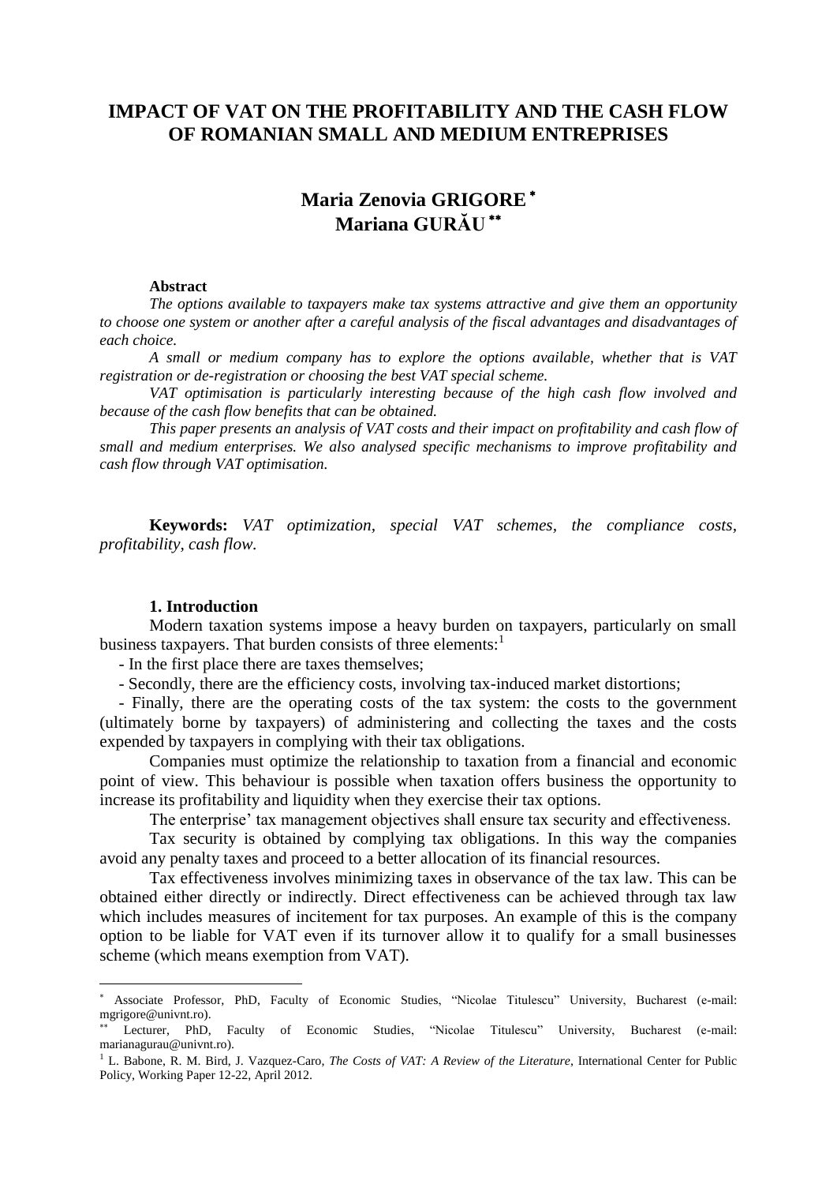# IMPACT OF VAT ON THE PROFITABILITY AND THE CASH FLOW OF ROMANIAN SMALL AND MEDIUM ENTREPRISES

**Maria Zenovia GRIGORE** [*]
**Mariana GURĂU** [**]

**Abstract**

*The options available to taxpayers make tax systems attractive and give them an opportunity to choose one system or another after a careful analysis of the fiscal advantages and disadvantages of each choice.*

*A small or medium company has to explore the options available, whether that is VAT registration or de-registration or choosing the best VAT special scheme.*

*VAT optimisation is particularly interesting because of the high cash flow involved and because of the cash flow benefits that can be obtained.*

*This paper presents an analysis of VAT costs and their impact on profitability and cash flow of small and medium enterprises. We also analysed specific mechanisms to improve profitability and cash flow through VAT optimisation.*

**Keywords:** *VAT optimization, special VAT schemes, the compliance costs, profitability, cash flow.*

## 1. Introduction

Modern taxation systems impose a heavy burden on taxpayers, particularly on small business taxpayers. That burden consists of three elements:[1]

- In the first place there are taxes themselves;
- Secondly, there are the efficiency costs, involving tax-induced market distortions;
- Finally, there are the operating costs of the tax system: the costs to the government (ultimately borne by taxpayers) of administering and collecting the taxes and the costs expended by taxpayers in complying with their tax obligations.

Companies must optimize the relationship to taxation from a financial and economic point of view. This behaviour is possible when taxation offers business the opportunity to increase its profitability and liquidity when they exercise their tax options.

The enterprise' tax management objectives shall ensure tax security and effectiveness.

Tax security is obtained by complying tax obligations. In this way the companies avoid any penalty taxes and proceed to a better allocation of its financial resources.

Tax effectiveness involves minimizing taxes in observance of the tax law. This can be obtained either directly or indirectly. Direct effectiveness can be achieved through tax law which includes measures of incitement for tax purposes. An example of this is the company option to be liable for VAT even if its turnover allow it to qualify for a small businesses scheme (which means exemption from VAT).

---

[*] Associate Professor, PhD, Faculty of Economic Studies, "Nicolae Titulescu" University, Bucharest (e-mail: mgrigore@univnt.ro).

[**] Lecturer, PhD, Faculty of Economic Studies, "Nicolae Titulescu" University, Bucharest (e-mail: marianagurau@univnt.ro).

[1] L. Babone, R. M. Bird, J. Vazquez-Caro, *The Costs of VAT: A Review of the Literature*, International Center for Public Policy, Working Paper 12-22, April 2012.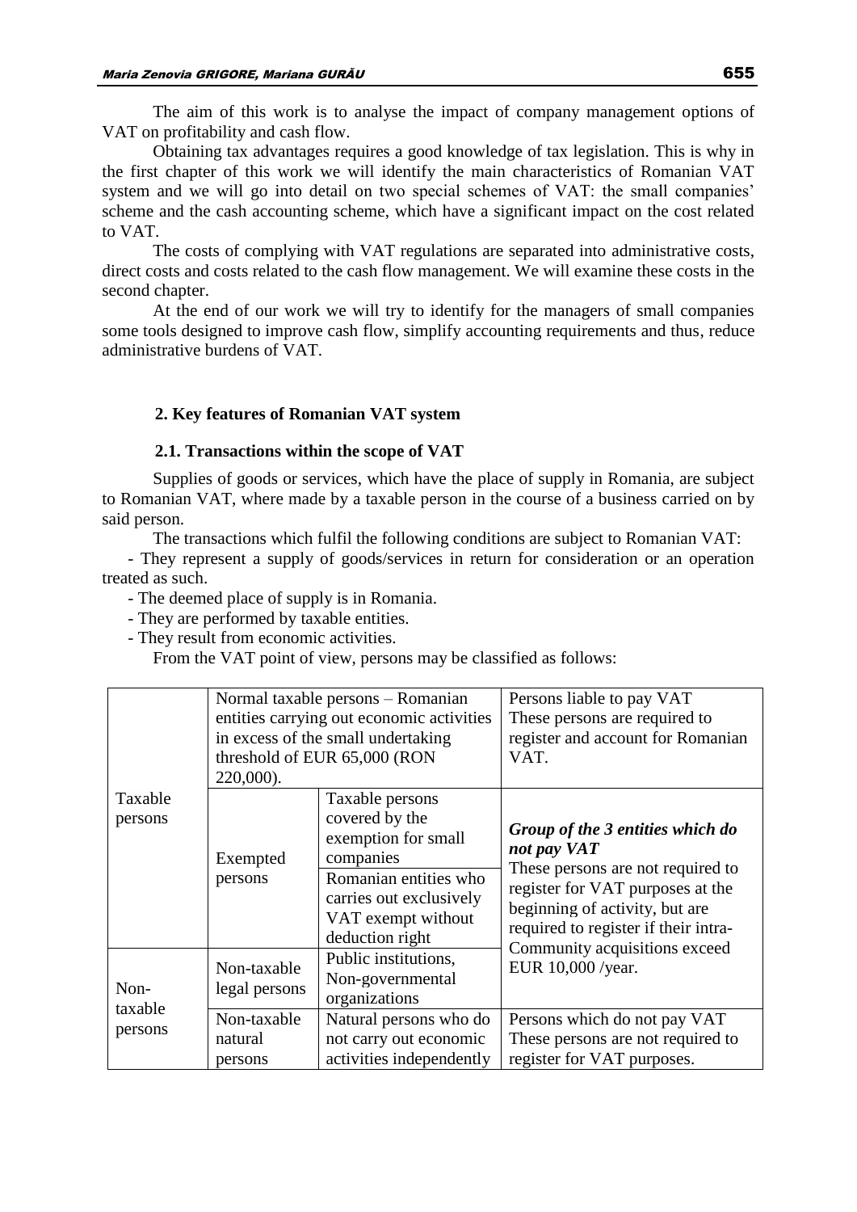The aim of this work is to analyse the impact of company management options of VAT on profitability and cash flow.

Obtaining tax advantages requires a good knowledge of tax legislation. This is why in the first chapter of this work we will identify the main characteristics of Romanian VAT system and we will go into detail on two special schemes of VAT: the small companies' scheme and the cash accounting scheme, which have a significant impact on the cost related to VAT.

The costs of complying with VAT regulations are separated into administrative costs, direct costs and costs related to the cash flow management. We will examine these costs in the second chapter.

At the end of our work we will try to identify for the managers of small companies some tools designed to improve cash flow, simplify accounting requirements and thus, reduce administrative burdens of VAT.

## 2. Key features of Romanian VAT system

### 2.1. Transactions within the scope of VAT

Supplies of goods or services, which have the place of supply in Romania, are subject to Romanian VAT, where made by a taxable person in the course of a business carried on by said person.

The transactions which fulfil the following conditions are subject to Romanian VAT:

- They represent a supply of goods/services in return for consideration or an operation treated as such.
- The deemed place of supply is in Romania.
- They are performed by taxable entities.
- They result from economic activities.

From the VAT point of view, persons may be classified as follows:

| | | | |
|---|---|---|---|
| Taxable persons | Normal taxable persons – Romanian entities carrying out economic activities in excess of the small undertaking threshold of EUR 65,000 (RON 220,000). | | Persons liable to pay VAT<br>These persons are required to register and account for Romanian VAT. |
| | Exempted persons | Taxable persons covered by the exemption for small companies | ***Group of the 3 entities which do not pay VAT***<br>These persons are not required to register for VAT purposes at the beginning of activity, but are required to register if their intra-Community acquisitions exceed EUR 10,000 /year. |
| | | Romanian entities who carries out exclusively VAT exempt without deduction right | |
| Non-taxable persons | Non-taxable legal persons | Public institutions, Non-governmental organizations | |
| | Non-taxable natural persons | Natural persons who do not carry out economic activities independently | Persons which do not pay VAT<br>These persons are not required to register for VAT purposes. |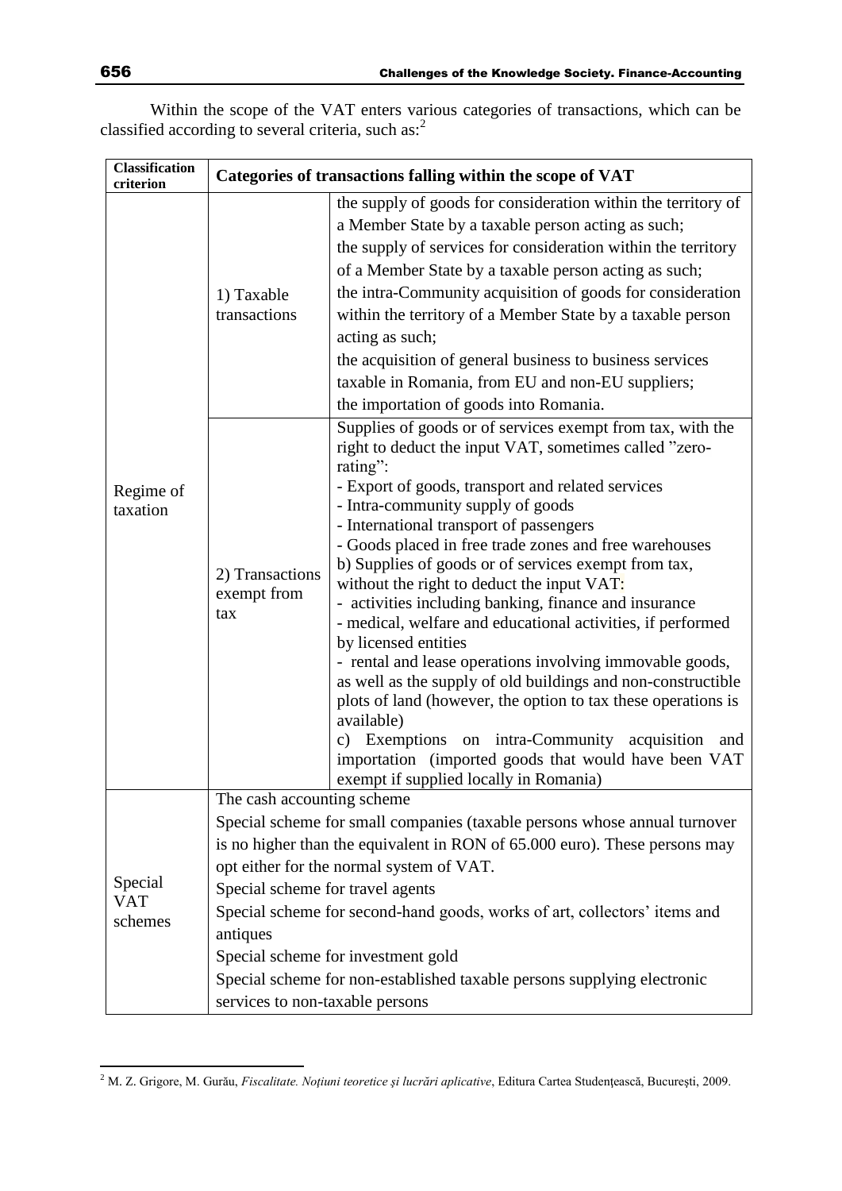Within the scope of the VAT enters various categories of transactions, which can be classified according to several criteria, such as:[2]

| Classification criterion | Categories of transactions falling within the scope of VAT | |
|---|---|---|
| Regime of taxation | 1) Taxable transactions | the supply of goods for consideration within the territory of a Member State by a taxable person acting as such;<br>the supply of services for consideration within the territory of a Member State by a taxable person acting as such;<br>the intra-Community acquisition of goods for consideration within the territory of a Member State by a taxable person acting as such;<br>the acquisition of general business to business services taxable in Romania, from EU and non-EU suppliers;<br>the importation of goods into Romania. |
| | 2) Transactions exempt from tax | Supplies of goods or of services exempt from tax, with the right to deduct the input VAT, sometimes called "zero-rating":<br>- Export of goods, transport and related services<br>- Intra-community supply of goods<br>- International transport of passengers<br>- Goods placed in free trade zones and free warehouses<br>b) Supplies of goods or of services exempt from tax, without the right to deduct the input VAT:<br>- activities including banking, finance and insurance<br>- medical, welfare and educational activities, if performed by licensed entities<br>- rental and lease operations involving immovable goods, as well as the supply of old buildings and non-constructible plots of land (however, the option to tax these operations is available)<br>c) Exemptions on intra-Community acquisition and importation (imported goods that would have been VAT exempt if supplied locally in Romania) |
| Special VAT schemes | The cash accounting scheme<br>Special scheme for small companies (taxable persons whose annual turnover is no higher than the equivalent in RON of 65.000 euro). These persons may opt either for the normal system of VAT.<br>Special scheme for travel agents<br>Special scheme for second-hand goods, works of art, collectors' items and antiques<br>Special scheme for investment gold<br>Special scheme for non-established taxable persons supplying electronic services to non-taxable persons | |

[2] M. Z. Grigore, M. Gurău, *Fiscalitate. Noţiuni teoretice şi lucrări aplicative*, Editura Cartea Studenţească, Bucureşti, 2009.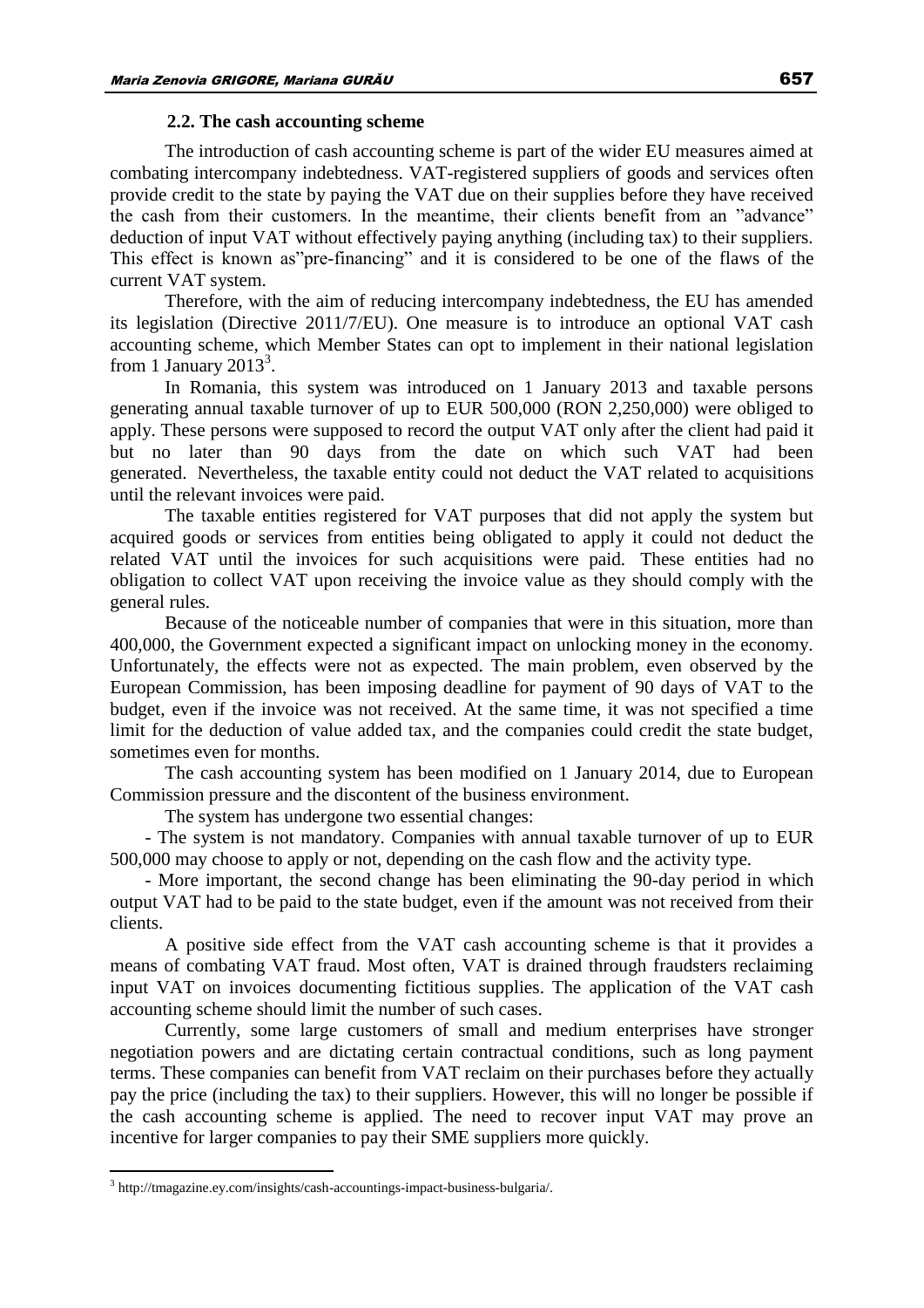### 2.2. The cash accounting scheme

The introduction of cash accounting scheme is part of the wider EU measures aimed at combating intercompany indebtedness. VAT-registered suppliers of goods and services often provide credit to the state by paying the VAT due on their supplies before they have received the cash from their customers. In the meantime, their clients benefit from an "advance" deduction of input VAT without effectively paying anything (including tax) to their suppliers. This effect is known as"pre-financing" and it is considered to be one of the flaws of the current VAT system.

Therefore, with the aim of reducing intercompany indebtedness, the EU has amended its legislation (Directive 2011/7/EU). One measure is to introduce an optional VAT cash accounting scheme, which Member States can opt to implement in their national legislation from 1 January 2013[3].

In Romania, this system was introduced on 1 January 2013 and taxable persons generating annual taxable turnover of up to EUR 500,000 (RON 2,250,000) were obliged to apply. These persons were supposed to record the output VAT only after the client had paid it but no later than 90 days from the date on which such VAT had been generated. Nevertheless, the taxable entity could not deduct the VAT related to acquisitions until the relevant invoices were paid.

The taxable entities registered for VAT purposes that did not apply the system but acquired goods or services from entities being obligated to apply it could not deduct the related VAT until the invoices for such acquisitions were paid. These entities had no obligation to collect VAT upon receiving the invoice value as they should comply with the general rules.

Because of the noticeable number of companies that were in this situation, more than 400,000, the Government expected a significant impact on unlocking money in the economy. Unfortunately, the effects were not as expected. The main problem, even observed by the European Commission, has been imposing deadline for payment of 90 days of VAT to the budget, even if the invoice was not received. At the same time, it was not specified a time limit for the deduction of value added tax, and the companies could credit the state budget, sometimes even for months.

The cash accounting system has been modified on 1 January 2014, due to European Commission pressure and the discontent of the business environment.

The system has undergone two essential changes:

- The system is not mandatory. Companies with annual taxable turnover of up to EUR 500,000 may choose to apply or not, depending on the cash flow and the activity type.
- More important, the second change has been eliminating the 90-day period in which output VAT had to be paid to the state budget, even if the amount was not received from their clients.

A positive side effect from the VAT cash accounting scheme is that it provides a means of combating VAT fraud. Most often, VAT is drained through fraudsters reclaiming input VAT on invoices documenting fictitious supplies. The application of the VAT cash accounting scheme should limit the number of such cases.

Currently, some large customers of small and medium enterprises have stronger negotiation powers and are dictating certain contractual conditions, such as long payment terms. These companies can benefit from VAT reclaim on their purchases before they actually pay the price (including the tax) to their suppliers. However, this will no longer be possible if the cash accounting scheme is applied. The need to recover input VAT may prove an incentive for larger companies to pay their SME suppliers more quickly.

---

[3] http://tmagazine.ey.com/insights/cash-accountings-impact-business-bulgaria/.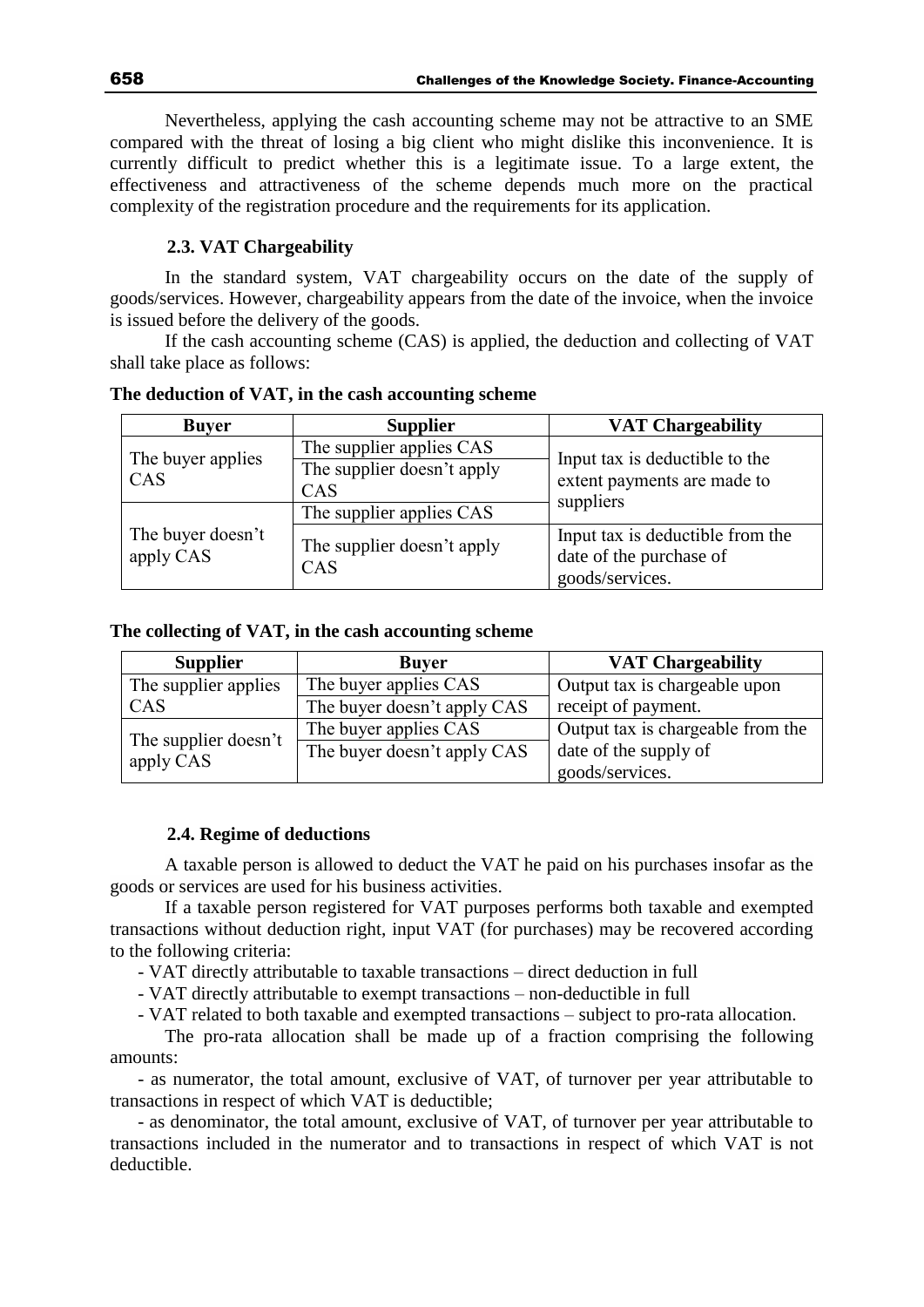Nevertheless, applying the cash accounting scheme may not be attractive to an SME compared with the threat of losing a big client who might dislike this inconvenience. It is currently difficult to predict whether this is a legitimate issue. To a large extent, the effectiveness and attractiveness of the scheme depends much more on the practical complexity of the registration procedure and the requirements for its application.

### 2.3. VAT Chargeability

In the standard system, VAT chargeability occurs on the date of the supply of goods/services. However, chargeability appears from the date of the invoice, when the invoice is issued before the delivery of the goods.

If the cash accounting scheme (CAS) is applied, the deduction and collecting of VAT shall take place as follows:

**The deduction of VAT, in the cash accounting scheme**

| Buyer | Supplier | VAT Chargeability |
|---|---|---|
| The buyer applies CAS | The supplier applies CAS | Input tax is deductible to the extent payments are made to suppliers |
| | The supplier doesn't apply CAS | |
| The buyer doesn't apply CAS | The supplier applies CAS | |
| | The supplier doesn't apply CAS | Input tax is deductible from the date of the purchase of goods/services. |

**The collecting of VAT, in the cash accounting scheme**

| Supplier | Buyer | VAT Chargeability |
|---|---|---|
| The supplier applies CAS | The buyer applies CAS | Output tax is chargeable upon receipt of payment. |
| | The buyer doesn't apply CAS | |
| The supplier doesn't apply CAS | The buyer applies CAS | Output tax is chargeable from the date of the supply of goods/services. |
| | The buyer doesn't apply CAS | |

### 2.4. Regime of deductions

A taxable person is allowed to deduct the VAT he paid on his purchases insofar as the goods or services are used for his business activities.

If a taxable person registered for VAT purposes performs both taxable and exempted transactions without deduction right, input VAT (for purchases) may be recovered according to the following criteria:

- VAT directly attributable to taxable transactions – direct deduction in full
- VAT directly attributable to exempt transactions – non-deductible in full
- VAT related to both taxable and exempted transactions – subject to pro-rata allocation.

The pro-rata allocation shall be made up of a fraction comprising the following amounts:

- as numerator, the total amount, exclusive of VAT, of turnover per year attributable to transactions in respect of which VAT is deductible;
- as denominator, the total amount, exclusive of VAT, of turnover per year attributable to transactions included in the numerator and to transactions in respect of which VAT is not deductible.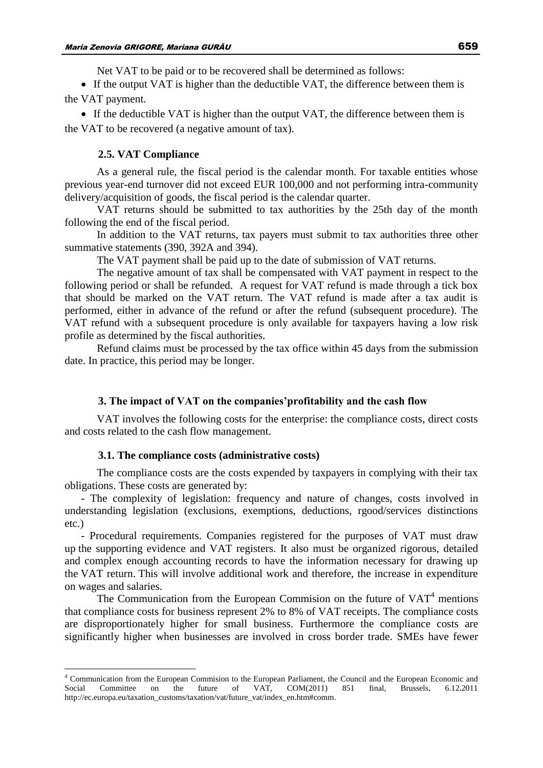Net VAT to be paid or to be recovered shall be determined as follows:

- If the output VAT is higher than the deductible VAT, the difference between them is the VAT payment.
- If the deductible VAT is higher than the output VAT, the difference between them is the VAT to be recovered (a negative amount of tax).

### 2.5. VAT Compliance

As a general rule, the fiscal period is the calendar month. For taxable entities whose previous year-end turnover did not exceed EUR 100,000 and not performing intra-community delivery/acquisition of goods, the fiscal period is the calendar quarter.

VAT returns should be submitted to tax authorities by the 25th day of the month following the end of the fiscal period.

In addition to the VAT returns, tax payers must submit to tax authorities three other summative statements (390, 392A and 394).

The VAT payment shall be paid up to the date of submission of VAT returns.

The negative amount of tax shall be compensated with VAT payment in respect to the following period or shall be refunded. A request for VAT refund is made through a tick box that should be marked on the VAT return. The VAT refund is made after a tax audit is performed, either in advance of the refund or after the refund (subsequent procedure). The VAT refund with a subsequent procedure is only available for taxpayers having a low risk profile as determined by the fiscal authorities.

Refund claims must be processed by the tax office within 45 days from the submission date. In practice, this period may be longer.

## 3. The impact of VAT on the companies'profitability and the cash flow

VAT involves the following costs for the enterprise: the compliance costs, direct costs and costs related to the cash flow management.

### 3.1. The compliance costs (administrative costs)

The compliance costs are the costs expended by taxpayers in complying with their tax obligations. These costs are generated by:

- The complexity of legislation: frequency and nature of changes, costs involved in understanding legislation (exclusions, exemptions, deductions, rgood/services distinctions etc.)
- Procedural requirements. Companies registered for the purposes of VAT must draw up the supporting evidence and VAT registers. It also must be organized rigorous, detailed and complex enough accounting records to have the information necessary for drawing up the VAT return. This will involve additional work and therefore, the increase in expenditure on wages and salaries.

The Communication from the European Commision on the future of VAT[4] mentions that compliance costs for business represent 2% to 8% of VAT receipts. The compliance costs are disproportionately higher for small business. Furthermore the compliance costs are significantly higher when businesses are involved in cross border trade. SMEs have fewer

[4] Communication from the European Commision to the European Parliament, the Council and the European Economic and Social Committee on the future of VAT, COM(2011) 851 final, Brussels, 6.12.2011 http://ec.europa.eu/taxation_customs/taxation/vat/future_vat/index_en.htm#comm.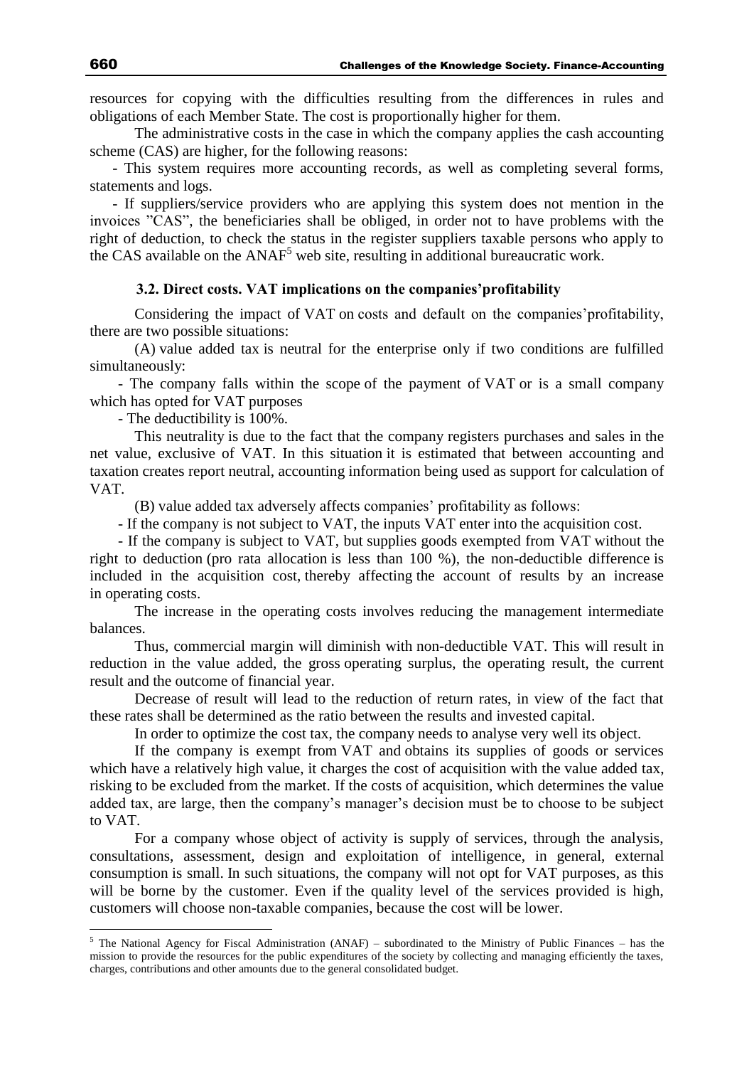resources for copying with the difficulties resulting from the differences in rules and obligations of each Member State. The cost is proportionally higher for them.

The administrative costs in the case in which the company applies the cash accounting scheme (CAS) are higher, for the following reasons:

- This system requires more accounting records, as well as completing several forms, statements and logs.
- If suppliers/service providers who are applying this system does not mention in the invoices "CAS", the beneficiaries shall be obliged, in order not to have problems with the right of deduction, to check the status in the register suppliers taxable persons who apply to the CAS available on the ANAF[5] web site, resulting in additional bureaucratic work.

### 3.2. Direct costs. VAT implications on the companies'profitability

Considering the impact of VAT on costs and default on the companies'profitability, there are two possible situations:

(A) value added tax is neutral for the enterprise only if two conditions are fulfilled simultaneously:

- The company falls within the scope of the payment of VAT or is a small company which has opted for VAT purposes
- The deductibility is 100%.

This neutrality is due to the fact that the company registers purchases and sales in the net value, exclusive of VAT. In this situation it is estimated that between accounting and taxation creates report neutral, accounting information being used as support for calculation of VAT.

(B) value added tax adversely affects companies' profitability as follows:

- If the company is not subject to VAT, the inputs VAT enter into the acquisition cost.
- If the company is subject to VAT, but supplies goods exempted from VAT without the right to deduction (pro rata allocation is less than 100 %), the non-deductible difference is included in the acquisition cost, thereby affecting the account of results by an increase in operating costs.

The increase in the operating costs involves reducing the management intermediate balances.

Thus, commercial margin will diminish with non-deductible VAT. This will result in reduction in the value added, the gross operating surplus, the operating result, the current result and the outcome of financial year.

Decrease of result will lead to the reduction of return rates, in view of the fact that these rates shall be determined as the ratio between the results and invested capital.

In order to optimize the cost tax, the company needs to analyse very well its object.

If the company is exempt from VAT and obtains its supplies of goods or services which have a relatively high value, it charges the cost of acquisition with the value added tax, risking to be excluded from the market. If the costs of acquisition, which determines the value added tax, are large, then the company's manager's decision must be to choose to be subject to VAT.

For a company whose object of activity is supply of services, through the analysis, consultations, assessment, design and exploitation of intelligence, in general, external consumption is small. In such situations, the company will not opt for VAT purposes, as this will be borne by the customer. Even if the quality level of the services provided is high, customers will choose non-taxable companies, because the cost will be lower.

---

[5] The National Agency for Fiscal Administration (ANAF) – subordinated to the Ministry of Public Finances – has the mission to provide the resources for the public expenditures of the society by collecting and managing efficiently the taxes, charges, contributions and other amounts due to the general consolidated budget.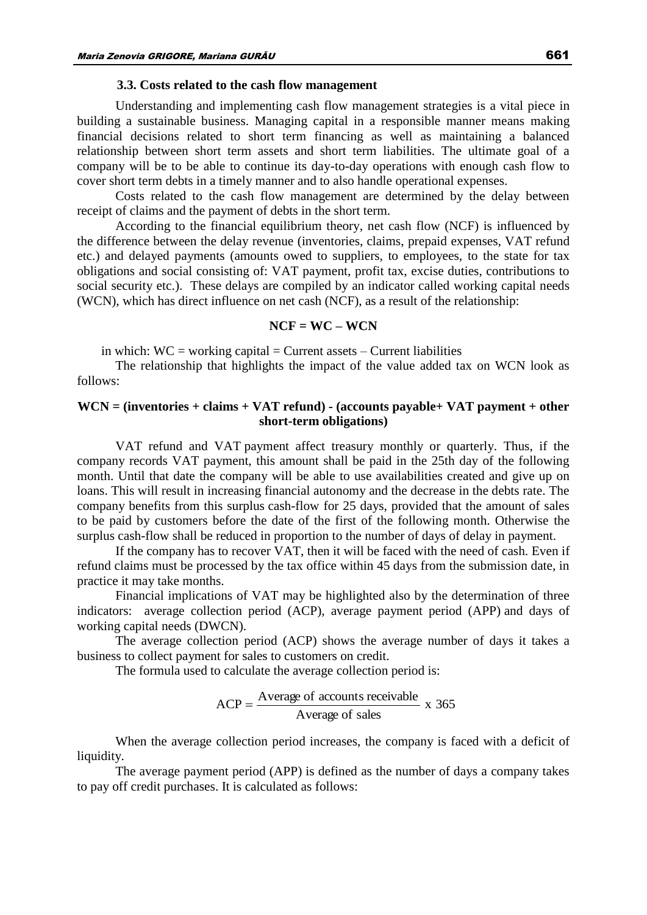### 3.3. Costs related to the cash flow management

Understanding and implementing cash flow management strategies is a vital piece in building a sustainable business. Managing capital in a responsible manner means making financial decisions related to short term financing as well as maintaining a balanced relationship between short term assets and short term liabilities. The ultimate goal of a company will be to be able to continue its day-to-day operations with enough cash flow to cover short term debts in a timely manner and to also handle operational expenses.

Costs related to the cash flow management are determined by the delay between receipt of claims and the payment of debts in the short term.

According to the financial equilibrium theory, net cash flow (NCF) is influenced by the difference between the delay revenue (inventories, claims, prepaid expenses, VAT refund etc.) and delayed payments (amounts owed to suppliers, to employees, to the state for tax obligations and social consisting of: VAT payment, profit tax, excise duties, contributions to social security etc.). These delays are compiled by an indicator called working capital needs (WCN), which has direct influence on net cash (NCF), as a result of the relationship:

$$NCF = WC - WCN$$

in which: WC = working capital = Current assets – Current liabilities

The relationship that highlights the impact of the value added tax on WCN look as follows:

**WCN = (inventories + claims + VAT refund) - (accounts payable+ VAT payment + other short-term obligations)**

VAT refund and VAT payment affect treasury monthly or quarterly. Thus, if the company records VAT payment, this amount shall be paid in the 25th day of the following month. Until that date the company will be able to use availabilities created and give up on loans. This will result in increasing financial autonomy and the decrease in the debts rate. The company benefits from this surplus cash-flow for 25 days, provided that the amount of sales to be paid by customers before the date of the first of the following month. Otherwise the surplus cash-flow shall be reduced in proportion to the number of days of delay in payment.

If the company has to recover VAT, then it will be faced with the need of cash. Even if refund claims must be processed by the tax office within 45 days from the submission date, in practice it may take months.

Financial implications of VAT may be highlighted also by the determination of three indicators: average collection period (ACP), average payment period (APP) and days of working capital needs (DWCN).

The average collection period (ACP) shows the average number of days it takes a business to collect payment for sales to customers on credit.

The formula used to calculate the average collection period is:

$$ACP = \frac{\text{Average of accounts receivable}}{\text{Average of sales}} \text{ x } 365$$

When the average collection period increases, the company is faced with a deficit of liquidity.

The average payment period (APP) is defined as the number of days a company takes to pay off credit purchases. It is calculated as follows: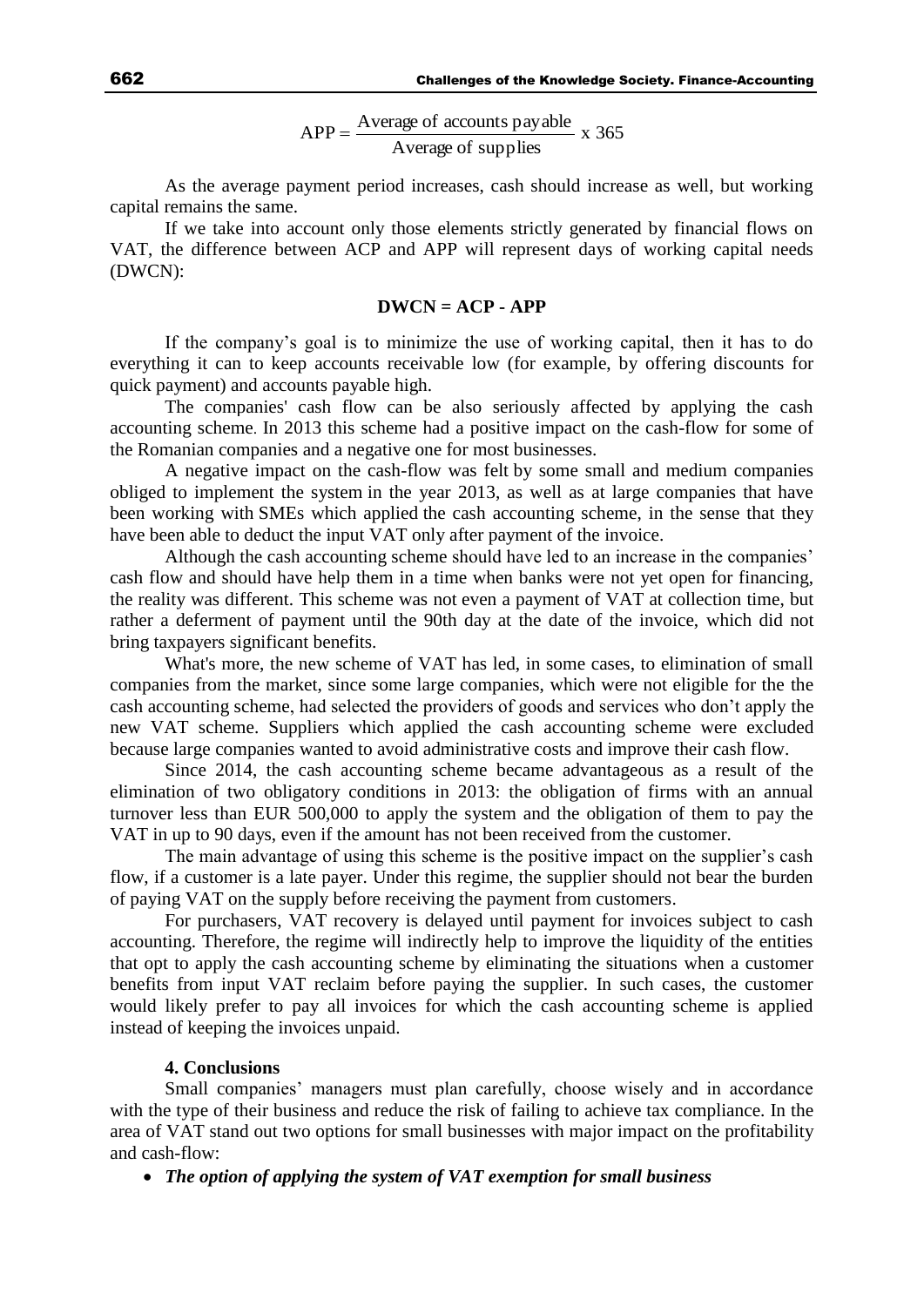$$APP = \frac{\text{Average of accounts payable}}{\text{Average of supplies}} \times 365$$

As the average payment period increases, cash should increase as well, but working capital remains the same.

If we take into account only those elements strictly generated by financial flows on VAT, the difference between ACP and APP will represent days of working capital needs (DWCN):

$$\mathbf{DWCN = ACP - APP}$$

If the company's goal is to minimize the use of working capital, then it has to do everything it can to keep accounts receivable low (for example, by offering discounts for quick payment) and accounts payable high.

The companies' cash flow can be also seriously affected by applying the cash accounting scheme. In 2013 this scheme had a positive impact on the cash-flow for some of the Romanian companies and a negative one for most businesses.

A negative impact on the cash-flow was felt by some small and medium companies obliged to implement the system in the year 2013, as well as at large companies that have been working with SMEs which applied the cash accounting scheme, in the sense that they have been able to deduct the input VAT only after payment of the invoice.

Although the cash accounting scheme should have led to an increase in the companies' cash flow and should have help them in a time when banks were not yet open for financing, the reality was different. This scheme was not even a payment of VAT at collection time, but rather a deferment of payment until the 90th day at the date of the invoice, which did not bring taxpayers significant benefits.

What's more, the new scheme of VAT has led, in some cases, to elimination of small companies from the market, since some large companies, which were not eligible for the the cash accounting scheme, had selected the providers of goods and services who don't apply the new VAT scheme. Suppliers which applied the cash accounting scheme were excluded because large companies wanted to avoid administrative costs and improve their cash flow.

Since 2014, the cash accounting scheme became advantageous as a result of the elimination of two obligatory conditions in 2013: the obligation of firms with an annual turnover less than EUR 500,000 to apply the system and the obligation of them to pay the VAT in up to 90 days, even if the amount has not been received from the customer.

The main advantage of using this scheme is the positive impact on the supplier's cash flow, if a customer is a late payer. Under this regime, the supplier should not bear the burden of paying VAT on the supply before receiving the payment from customers.

For purchasers, VAT recovery is delayed until payment for invoices subject to cash accounting. Therefore, the regime will indirectly help to improve the liquidity of the entities that opt to apply the cash accounting scheme by eliminating the situations when a customer benefits from input VAT reclaim before paying the supplier. In such cases, the customer would likely prefer to pay all invoices for which the cash accounting scheme is applied instead of keeping the invoices unpaid.

## 4. Conclusions

Small companies' managers must plan carefully, choose wisely and in accordance with the type of their business and reduce the risk of failing to achieve tax compliance. In the area of VAT stand out two options for small businesses with major impact on the profitability and cash-flow:

- ***The option of applying the system of VAT exemption for small business***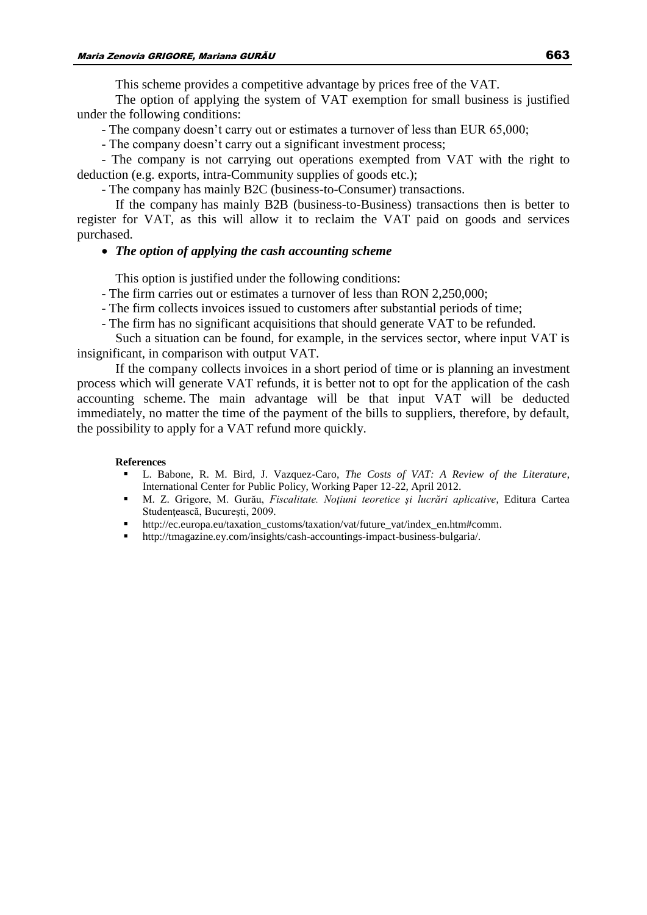This scheme provides a competitive advantage by prices free of the VAT.

The option of applying the system of VAT exemption for small business is justified under the following conditions:

- The company doesn't carry out or estimates a turnover of less than EUR 65,000;
- The company doesn't carry out a significant investment process;
- The company is not carrying out operations exempted from VAT with the right to deduction (e.g. exports, intra-Community supplies of goods etc.);
- The company has mainly B2C (business-to-Consumer) transactions.

If the company has mainly B2B (business-to-Business) transactions then is better to register for VAT, as this will allow it to reclaim the VAT paid on goods and services purchased.

- ***The option of applying the cash accounting scheme***

This option is justified under the following conditions:

- The firm carries out or estimates a turnover of less than RON 2,250,000;
- The firm collects invoices issued to customers after substantial periods of time;
- The firm has no significant acquisitions that should generate VAT to be refunded.

Such a situation can be found, for example, in the services sector, where input VAT is insignificant, in comparison with output VAT.

If the company collects invoices in a short period of time or is planning an investment process which will generate VAT refunds, it is better not to opt for the application of the cash accounting scheme. The main advantage will be that input VAT will be deducted immediately, no matter the time of the payment of the bills to suppliers, therefore, by default, the possibility to apply for a VAT refund more quickly.

**References**

- L. Babone, R. M. Bird, J. Vazquez-Caro, *The Costs of VAT: A Review of the Literature*, International Center for Public Policy, Working Paper 12-22, April 2012.
- M. Z. Grigore, M. Gurău, *Fiscalitate. Noţiuni teoretice şi lucrări aplicative*, Editura Cartea Studenţească, Bucureşti, 2009.
- http://ec.europa.eu/taxation_customs/taxation/vat/future_vat/index_en.htm#comm.
- http://tmagazine.ey.com/insights/cash-accountings-impact-business-bulgaria/.